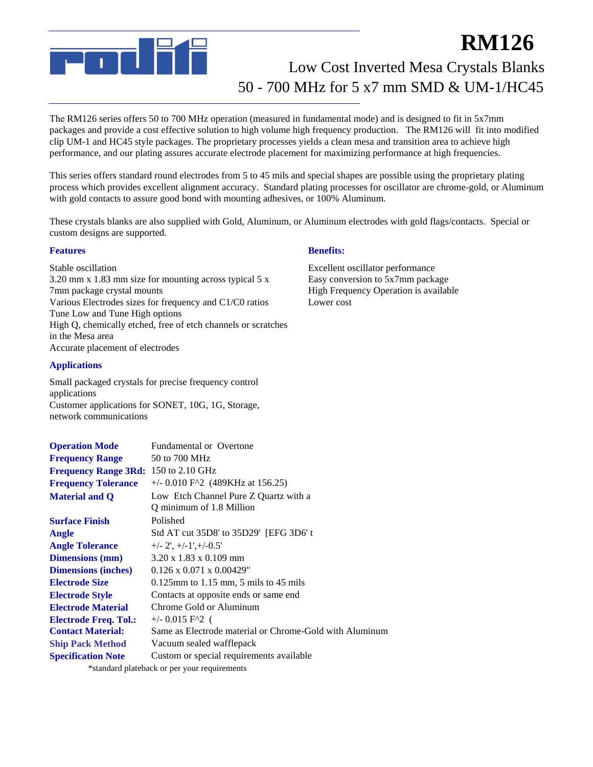# RM126

## Low Cost Inverted Mesa Crystals Blanks
## 50 - 700 MHz for 5 x7 mm SMD & UM-1/HC45

The RM126 series offers 50 to 700 MHz operation (measured in fundamental mode) and is designed to fit in 5x7mm packages and provide a cost effective solution to high volume high frequency production. The RM126 will fit into modified clip UM-1 and HC45 style packages. The proprietary processes yields a clean mesa and transition area to achieve high performance, and our plating assures accurate electrode placement for maximizing performance at high frequencies.

This series offers standard round electrodes from 5 to 45 mils and special shapes are possible using the proprietary plating process which provides excellent alignment accuracy. Standard plating processes for oscillator are chrome-gold, or Aluminum with gold contacts to assure good bond with mounting adhesives, or 100% Aluminum.

These crystals blanks are also supplied with Gold, Aluminum, or Aluminum electrodes with gold flags/contacts. Special or custom designs are supported.

### Features

Stable oscillation
3.20 mm x 1.83 mm size for mounting across typical 5 x 7mm package crystal mounts
Various Electrodes sizes for frequency and C1/C0 ratios
Tune Low and Tune High options
High Q, chemically etched, free of etch channels or scratches in the Mesa area
Accurate placement of electrodes

### Benefits:

Excellent oscillator performance
Easy conversion to 5x7mm package
High Frequency Operation is available
Lower cost

### Applications

Small packaged crystals for precise frequency control applications
Customer applications for SONET, 10G, 1G, Storage, network communications

| | |
|---|---|
| **Operation Mode** | Fundamental or Overtone |
| **Frequency Range** | 50 to 700 MHz |
| **Frequency Range 3Rd:** | 150 to 2.10 GHz |
| **Frequency Tolerance** | +/- 0.010 F^2 (489KHz at 156.25) |
| **Material and Q** | Low Etch Channel Pure Z Quartz with a Q minimum of 1.8 Million |
| **Surface Finish** | Polished |
| **Angle** | Std AT cut 35D8' to 35D29' [EFG 3D6' t |
| **Angle Tolerance** | +/- 2', +/-1',+/-0.5' |
| **Dimensions (mm)** | 3.20 x 1.83 x 0.109 mm |
| **Dimensions (inches)** | 0.126 x 0.071 x 0.00429" |
| **Electrode Size** | 0.125mm to 1.15 mm, 5 mils to 45 mils |
| **Electrode Style** | Contacts at opposite ends or same end |
| **Electrode Material** | Chrome Gold or Aluminum |
| **Electrode Freq. Tol.:** | +/- 0.015 F^2 ( |
| **Contact Material:** | Same as Electrode material or Chrome-Gold with Aluminum |
| **Ship Pack Method** | Vacuum sealed wafflepack |
| **Specification Note** | Custom or special requirements available |

*standard plateback or per your requirements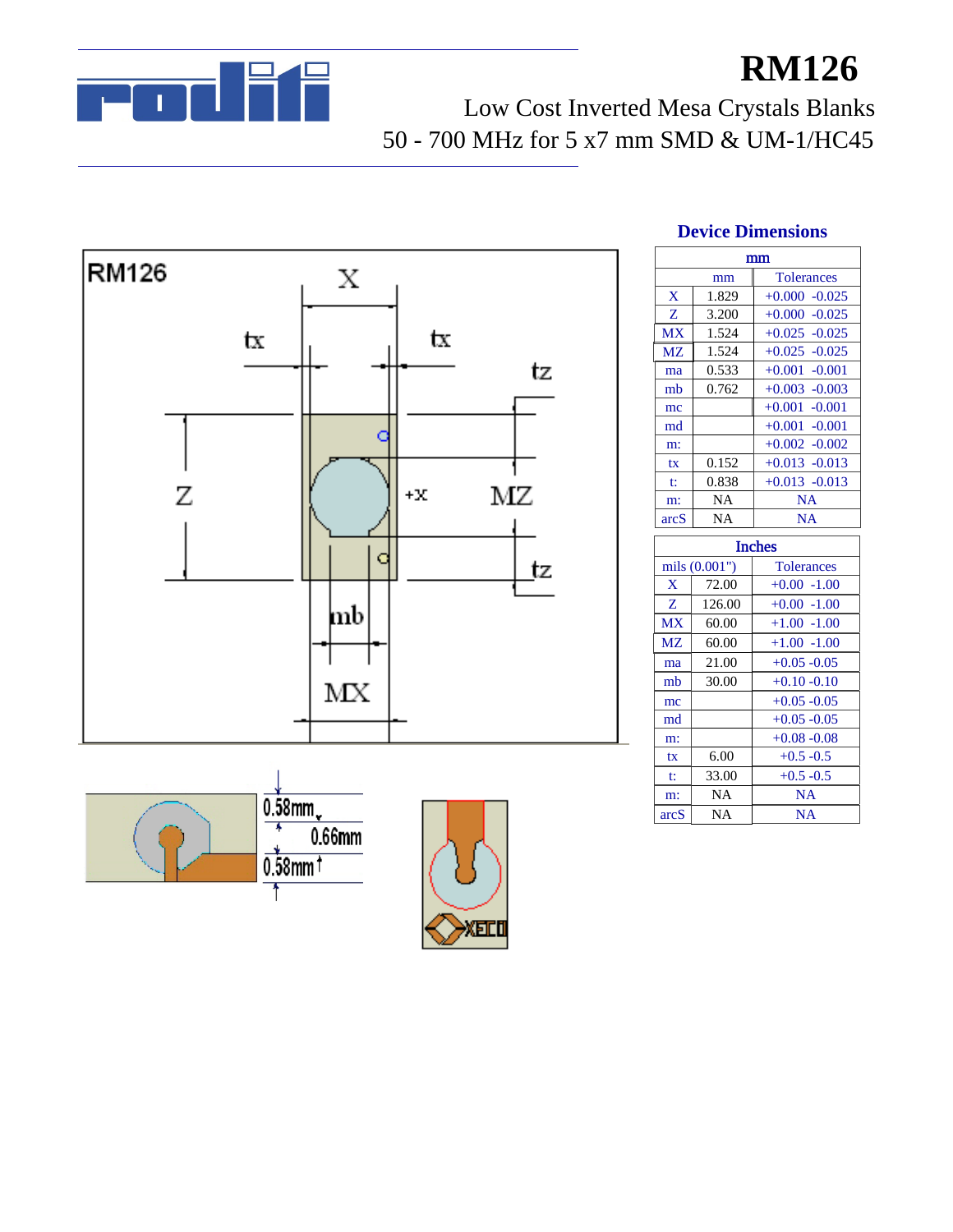# RM126

Low Cost Inverted Mesa Crystals Blanks
50 - 700 MHz for 5 x7 mm SMD & UM-1/HC45

RM126

X

tx

tx

tz

Z

+x

MZ

tz

mb

MX

0.58mm

0.66mm

0.58mm

## Device Dimensions

| mm | | |
|---|---|---|
| | mm | Tolerances |
| X | 1.829 | +0.000 -0.025 |
| Z | 3.200 | +0.000 -0.025 |
| MX | 1.524 | +0.025 -0.025 |
| MZ | 1.524 | +0.025 -0.025 |
| ma | 0.533 | +0.001 -0.001 |
| mb | 0.762 | +0.003 -0.003 |
| mc | | +0.001 -0.001 |
| md | | +0.001 -0.001 |
| m: | | +0.002 -0.002 |
| tx | 0.152 | +0.013 -0.013 |
| t: | 0.838 | +0.013 -0.013 |
| m: | NA | NA |
| arcS | NA | NA |

| Inches | | |
|---|---|---|
| mils (0.001") | | Tolerances |
| X | 72.00 | +0.00 -1.00 |
| Z | 126.00 | +0.00 -1.00 |
| MX | 60.00 | +1.00 -1.00 |
| MZ | 60.00 | +1.00 -1.00 |
| ma | 21.00 | +0.05 -0.05 |
| mb | 30.00 | +0.10 -0.10 |
| mc | | +0.05 -0.05 |
| md | | +0.05 -0.05 |
| m: | | +0.08 -0.08 |
| tx | 6.00 | +0.5 -0.5 |
| t: | 33.00 | +0.5 -0.5 |
| m: | NA | NA |
| arcS | NA | NA |